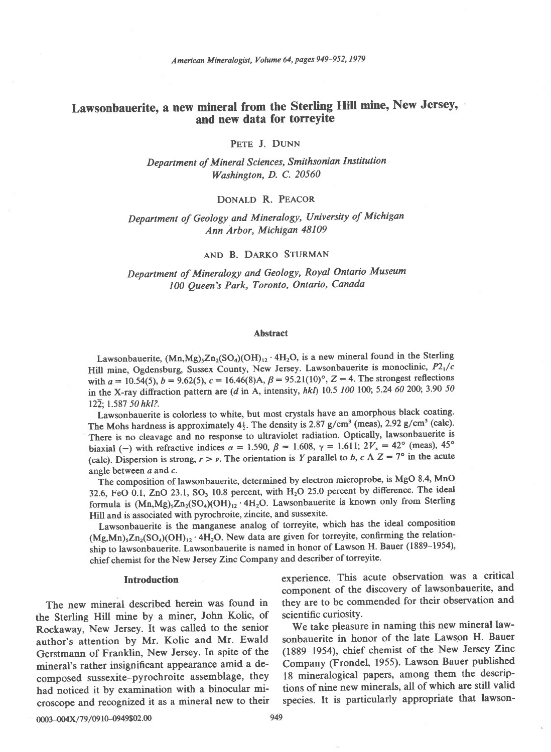# Lawsonbauerite, a new mineral from the Sterling Hill mine, New Jersey, and new data for torreyite

PETE J. DUNN

*Department of Mineral Sciences, Smithsonian Institution*
*Washington, D. C. 20560*

DONALD R. PEACOR

*Department of Geology and Mineralogy, University of Michigan*
*Ann Arbor, Michigan 48109*

AND B. DARKO STURMAN

*Department of Mineralogy and Geology, Royal Ontario Museum*
*100 Queen's Park, Toronto, Ontario, Canada*

## Abstract

Lawsonbauerite, $(Mn,Mg)_5Zn_2(SO_4)(OH)_{12} \cdot 4H_2O$, is a new mineral found in the Sterling Hill mine, Ogdensburg, Sussex County, New Jersey. Lawsonbauerite is monoclinic, $P2_1/c$ with $a = 10.54(5)$, $b = 9.62(5)$, $c = 16.46(8)$A, $\beta = 95.21(10)°$, $Z = 4$. The strongest reflections in the X-ray diffraction pattern are (*d* in A, intensity, *hkl*) 10.5 *100* 100; 5.24 *60* 200; 3.90 *50* $12\bar{2}$; 1.587 *50 hkl?*.

Lawsonbauerite is colorless to white, but most crystals have an amorphous black coating. The Mohs hardness is approximately $4\frac{1}{2}$. The density is 2.87 g/cm³ (meas), 2.92 g/cm³ (calc). There is no cleavage and no response to ultraviolet radiation. Optically, lawsonbauerite is biaxial (−) with refractive indices $\alpha = 1.590$, $\beta = 1.608$, $\gamma = 1.611$; $2V_x = 42°$ (meas), 45° (calc). Dispersion is strong, $r > v$. The orientation is $Y$ parallel to $b$, $c \wedge Z = 7°$ in the acute angle between $a$ and $c$.

The composition of lawsonbauerite, determined by electron microprobe, is MgO 8.4, MnO 32.6, FeO 0.1, ZnO 23.1, $SO_3$ 10.8 percent, with $H_2O$ 25.0 percent by difference. The ideal formula is $(Mn,Mg)_5Zn_2(SO_4)(OH)_{12} \cdot 4H_2O$. Lawsonbauerite is known only from Sterling Hill and is associated with pyrochroite, zincite, and sussexite.

Lawsonbauerite is the manganese analog of torreyite, which has the ideal composition $(Mg,Mn)_5Zn_2(SO_4)(OH)_{12} \cdot 4H_2O$. New data are given for torreyite, confirming the relationship to lawsonbauerite. Lawsonbauerite is named in honor of Lawson H. Bauer (1889–1954), chief chemist for the New Jersey Zinc Company and describer of torreyite.

## Introduction

The new mineral described herein was found in the Sterling Hill mine by a miner, John Kolic, of Rockaway, New Jersey. It was called to the senior author's attention by Mr. Kolic and Mr. Ewald Gerstmann of Franklin, New Jersey. In spite of the mineral's rather insignificant appearance amid a decomposed sussexite–pyrochroite assemblage, they had noticed it by examination with a binocular microscope and recognized it as a mineral new to their experience. This acute observation was a critical component of the discovery of lawsonbauerite, and they are to be commended for their observation and scientific curiosity.

We take pleasure in naming this new mineral lawsonbauerite in honor of the late Lawson H. Bauer (1889–1954), chief chemist of the New Jersey Zinc Company (Frondel, 1955). Lawson Bauer published 18 mineralogical papers, among them the descriptions of nine new minerals, all of which are still valid species. It is particularly appropriate that lawson-

0003-004X/79/0910-0949$02.00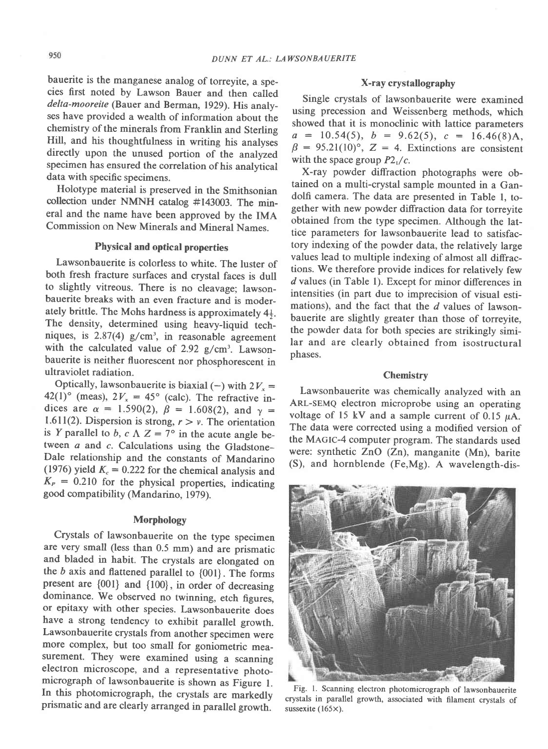bauerite is the manganese analog of torreyite, a species first noted by Lawson Bauer and then called *delta-mooreite* (Bauer and Berman, 1929). His analyses have provided a wealth of information about the chemistry of the minerals from Franklin and Sterling Hill, and his thoughtfulness in writing his analyses directly upon the unused portion of the analyzed specimen has ensured the correlation of his analytical data with specific specimens.

Holotype material is preserved in the Smithsonian collection under NMNH catalog #143003. The mineral and the name have been approved by the IMA Commission on New Minerals and Mineral Names.

### Physical and optical properties

Lawsonbauerite is colorless to white. The luster of both fresh fracture surfaces and crystal faces is dull to slightly vitreous. There is no cleavage; lawsonbauerite breaks with an even fracture and is moderately brittle. The Mohs hardness is approximately $4\frac{1}{2}$. The density, determined using heavy-liquid techniques, is 2.87(4) g/cm$^3$, in reasonable agreement with the calculated value of 2.92 g/cm$^3$. Lawsonbauerite is neither fluorescent nor phosphorescent in ultraviolet radiation.

Optically, lawsonbauerite is biaxial (−) with $2V_x$ = 42(1)° (meas), $2V_x$ = 45° (calc). The refractive indices are $\alpha$ = 1.590(2), $\beta$ = 1.608(2), and $\gamma$ = 1.611(2). Dispersion is strong, $r > v$. The orientation is $Y$ parallel to $b$, $c \wedge Z = 7°$ in the acute angle between $a$ and $c$. Calculations using the Gladstone-Dale relationship and the constants of Mandarino (1976) yield $K_c = 0.222$ for the chemical analysis and $K_P = 0.210$ for the physical properties, indicating good compatibility (Mandarino, 1979).

### Morphology

Crystals of lawsonbauerite on the type specimen are very small (less than 0.5 mm) and are prismatic and bladed in habit. The crystals are elongated on the $b$ axis and flattened parallel to {001}. The forms present are {001} and {100}, in order of decreasing dominance. We observed no twinning, etch figures, or epitaxy with other species. Lawsonbauerite does have a strong tendency to exhibit parallel growth. Lawsonbauerite crystals from another specimen were more complex, but too small for goniometric measurement. They were examined using a scanning electron microscope, and a representative photomicrograph of lawsonbauerite is shown as Figure 1. In this photomicrograph, the crystals are markedly prismatic and are clearly arranged in parallel growth.

### X-ray crystallography

Single crystals of lawsonbauerite were examined using precession and Weissenberg methods, which showed that it is monoclinic with lattice parameters $a$ = 10.54(5), $b$ = 9.62(5), $c$ = 16.46(8)A, $\beta$ = 95.21(10)°, $Z$ = 4. Extinctions are consistent with the space group $P2_1/c$.

X-ray powder diffraction photographs were obtained on a multi-crystal sample mounted in a Gandolfi camera. The data are presented in Table 1, together with new powder diffraction data for torreyite obtained from the type specimen. Although the lattice parameters for lawsonbauerite lead to satisfactory indexing of the powder data, the relatively large values lead to multiple indexing of almost all diffractions. We therefore provide indices for relatively few $d$ values (in Table 1). Except for minor differences in intensities (in part due to imprecision of visual estimations), and the fact that the $d$ values of lawsonbauerite are slightly greater than those of torreyite, the powder data for both species are strikingly similar and are clearly obtained from isostructural phases.

### Chemistry

Lawsonbauerite was chemically analyzed with an ARL-SEMQ electron microprobe using an operating voltage of 15 kV and a sample current of 0.15 $\mu$A. The data were corrected using a modified version of the MAGIC-4 computer program. The standards used were: synthetic ZnO (Zn), manganite (Mn), barite (S), and hornblende (Fe,Mg). A wavelength-dis-

Fig. 1. Scanning electron photomicrograph of lawsonbauerite crystals in parallel growth, associated with filament crystals of sussexite (165×).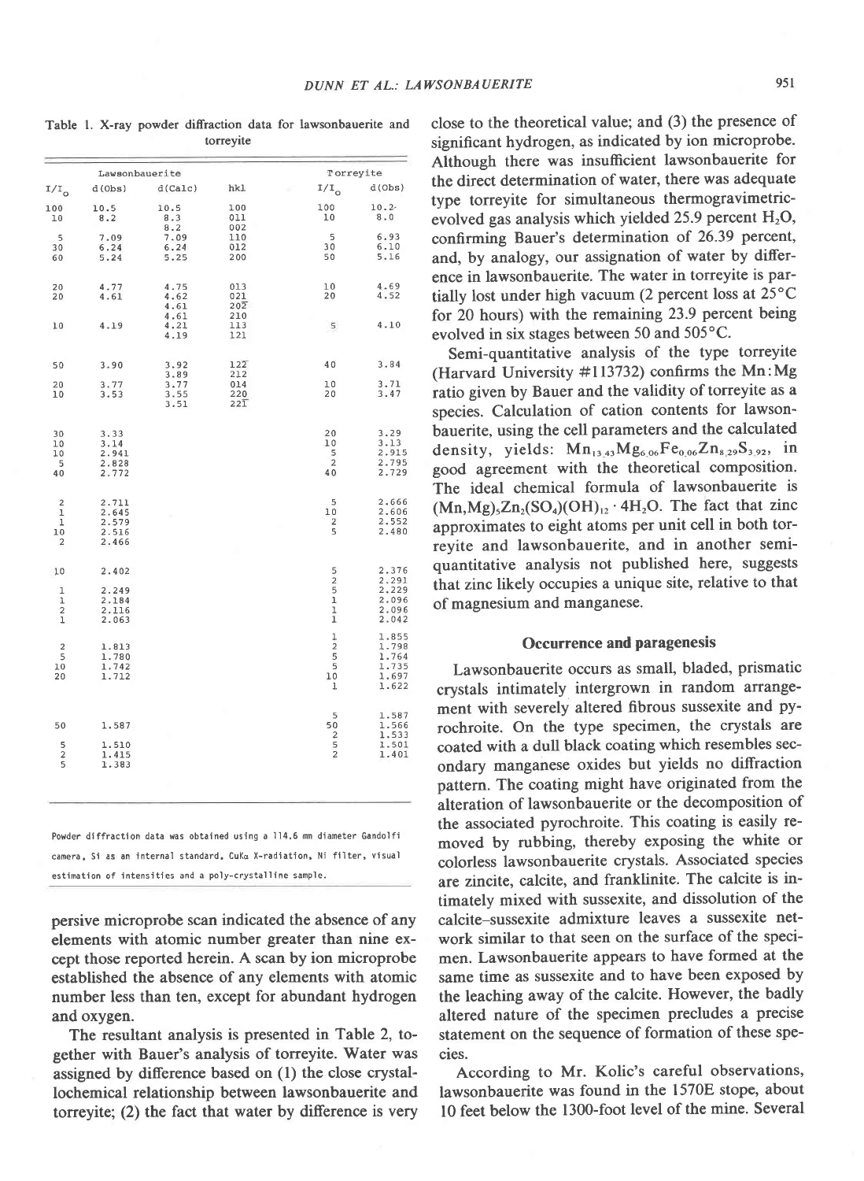Table 1. X-ray powder diffraction data for lawsonbauerite and torreyite

| Lawsonbauerite | | | | Torreyite | |
|---|---|---|---|---|---|
| $I/I_o$ | d(obs) | d(calc) | hkl | $I/I_o$ | d(obs) |
| 100 | 10.5 | 10.5 | 100 | 100 | 10.2 |
| 10 | 8.2 | 8.3 | 011 | 10 | 8.0 |
| | | 8.2 | 002 | | |
| 5 | 7.09 | 7.09 | 110 | 5 | 6.93 |
| 30 | 6.24 | 6.24 | 012 | 30 | 6.10 |
| 60 | 5.24 | 5.25 | 200 | 50 | 5.16 |
| 20 | 4.77 | 4.75 | 013 | 10 | 4.69 |
| 20 | 4.61 | 4.62 | 021 | 20 | 4.52 |
| | | 4.61 | $20\bar{2}$ | | |
| | | 4.61 | 210 | | |
| 10 | 4.19 | 4.21 | 113 | 5 | 4.10 |
| | | 4.19 | 121 | | |
| 50 | 3.90 | 3.92 | $12\bar{2}$ | 40 | 3.84 |
| | | 3.89 | 212 | | |
| 20 | 3.77 | 3.77 | 014 | 10 | 3.71 |
| 10 | 3.53 | 3.55 | 220 | 20 | 3.47 |
| | | 3.51 | $22\bar{1}$ | | |
| 30 | 3.33 | | | 20 | 3.29 |
| 10 | 3.14 | | | 10 | 3.13 |
| 10 | 2.941 | | | 5 | 2.915 |
| 5 | 2.828 | | | 2 | 2.795 |
| 40 | 2.772 | | | 40 | 2.729 |
| 2 | 2.711 | | | 5 | 2.666 |
| 1 | 2.645 | | | 10 | 2.606 |
| 1 | 2.579 | | | 2 | 2.552 |
| 10 | 2.516 | | | 5 | 2.480 |
| 2 | 2.466 | | | | |
| 10 | 2.402 | | | 5 | 2.376 |
| | | | | 2 | 2.291 |
| 1 | 2.249 | | | 5 | 2.229 |
| 1 | 2.184 | | | 1 | 2.096 |
| 2 | 2.116 | | | 1 | 2.096 |
| 1 | 2.063 | | | 1 | 2.042 |
| | | | | 1 | 1.855 |
| 2 | 1.813 | | | 2 | 1.798 |
| 5 | 1.780 | | | 5 | 1.764 |
| 10 | 1.742 | | | 5 | 1.735 |
| 20 | 1.712 | | | 10 | 1.697 |
| | | | | 1 | 1.622 |
| | | | | 5 | 1.587 |
| 50 | 1.587 | | | 50 | 1.566 |
| | | | | 2 | 1.533 |
| 5 | 1.510 | | | 5 | 1.501 |
| 2 | 1.415 | | | 2 | 1.401 |
| 5 | 1.383 | | | | |

Powder diffraction data was obtained using a 114.6 mm diameter Gandolfi camera, Si as an internal standard, CuKα X-radiation, Ni filter, visual estimation of intensities and a poly-crystalline sample.

persive microprobe scan indicated the absence of any elements with atomic number greater than nine except those reported herein. A scan by ion microprobe established the absence of any elements with atomic number less than ten, except for abundant hydrogen and oxygen.

The resultant analysis is presented in Table 2, together with Bauer's analysis of torreyite. Water was assigned by difference based on (1) the close crystallochemical relationship between lawsonbauerite and torreyite; (2) the fact that water by difference is very close to the theoretical value; and (3) the presence of significant hydrogen, as indicated by ion microprobe. Although there was insufficient lawsonbauerite for the direct determination of water, there was adequate type torreyite for simultaneous thermogravimetric-evolved gas analysis which yielded 25.9 percent $H_2O$, confirming Bauer's determination of 26.39 percent, and, by analogy, our assignation of water by difference in lawsonbauerite. The water in torreyite is partially lost under high vacuum (2 percent loss at 25°C for 20 hours) with the remaining 23.9 percent being evolved in six stages between 50 and 505°C.

Semi-quantitative analysis of the type torreyite (Harvard University #113732) confirms the Mn:Mg ratio given by Bauer and the validity of torreyite as a species. Calculation of cation contents for lawsonbauerite, using the cell parameters and the calculated density, yields: $Mn_{13.43}Mg_{6.06}Fe_{0.06}Zn_{8.29}S_{3.92}$, in good agreement with the theoretical composition. The ideal chemical formula of lawsonbauerite is $(Mn,Mg)_5Zn_2(SO_4)(OH)_{12} \cdot 4H_2O$. The fact that zinc approximates to eight atoms per unit cell in both torreyite and lawsonbauerite, and in another semi-quantitative analysis not published here, suggests that zinc likely occupies a unique site, relative to that of magnesium and manganese.

## Occurrence and paragenesis

Lawsonbauerite occurs as small, bladed, prismatic crystals intimately intergrown in random arrangement with severely altered fibrous sussexite and pyrochroite. On the type specimen, the crystals are coated with a dull black coating which resembles secondary manganese oxides but yields no diffraction pattern. The coating might have originated from the alteration of lawsonbauerite or the decomposition of the associated pyrochroite. This coating is easily removed by rubbing, thereby exposing the white or colorless lawsonbauerite crystals. Associated species are zincite, calcite, and franklinite. The calcite is intimately mixed with sussexite, and dissolution of the calcite–sussexite admixture leaves a sussexite network similar to that seen on the surface of the specimen. Lawsonbauerite appears to have formed at the same time as sussexite and to have been exposed by the leaching away of the calcite. However, the badly altered nature of the specimen precludes a precise statement on the sequence of formation of these species.

According to Mr. Kolic's careful observations, lawsonbauerite was found in the 1570E stope, about 10 feet below the 1300-foot level of the mine. Several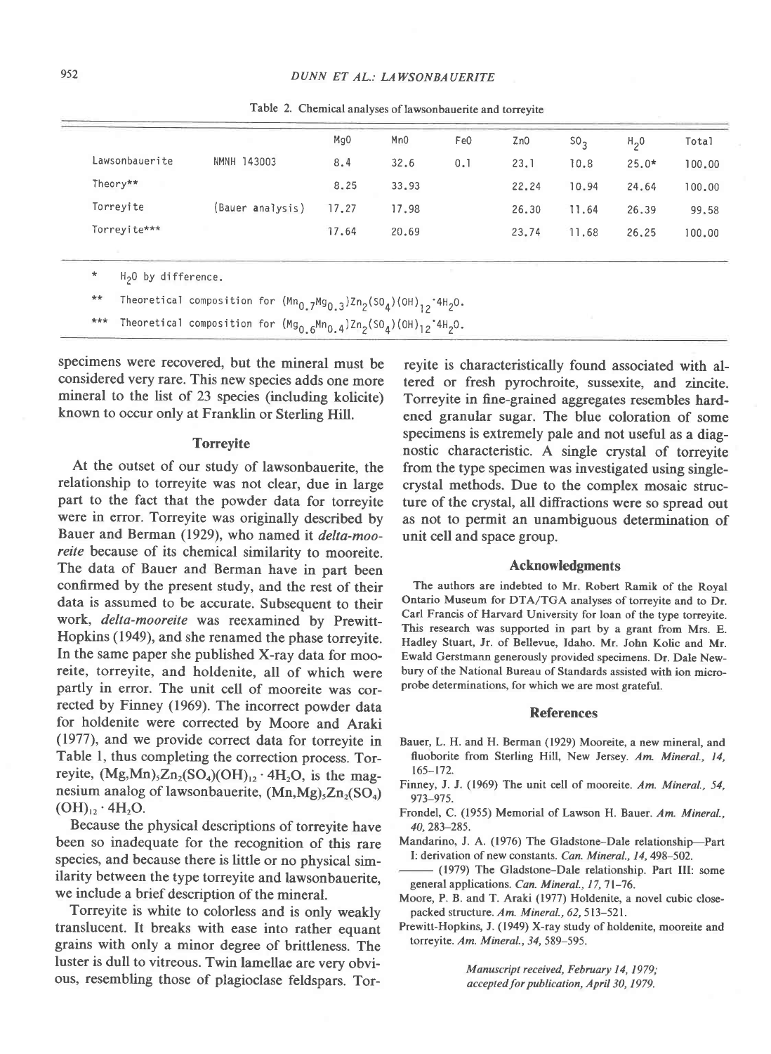Table 2. Chemical analyses of lawsonbauerite and torreyite

| | | MgO | MnO | FeO | ZnO | $SO_3$ | $H_2O$ | Total |
|---|---|---|---|---|---|---|---|---|
| Lawsonbauerite | NMNH 143003 | 8.4 | 32.6 | 0.1 | 23.1 | 10.8 | 25.0* | 100.00 |
| Theory** | | 8.25 | 33.93 | | 22.24 | 10.94 | 24.64 | 100.00 |
| Torreyite | (Bauer analysis) | 17.27 | 17.98 | | 26.30 | 11.64 | 26.39 | 99.58 |
| Torreyite*** | | 17.64 | 20.69 | | 23.74 | 11.68 | 26.25 | 100.00 |

\* $H_2O$ by difference.

** Theoretical composition for $(Mn_{0.7}Mg_{0.3})Zn_2(SO_4)(OH)_{12}\cdot 4H_2O$.

*** Theoretical composition for $(Mg_{0.6}Mn_{0.4})Zn_2(SO_4)(OH)_{12}\cdot 4H_2O$.

specimens were recovered, but the mineral must be considered very rare. This new species adds one more mineral to the list of 23 species (including kolicite) known to occur only at Franklin or Sterling Hill.

## Torreyite

At the outset of our study of lawsonbauerite, the relationship to torreyite was not clear, due in large part to the fact that the powder data for torreyite were in error. Torreyite was originally described by Bauer and Berman (1929), who named it *delta-mooreite* because of its chemical similarity to mooreite. The data of Bauer and Berman have in part been confirmed by the present study, and the rest of their data is assumed to be accurate. Subsequent to their work, *delta-mooreite* was reexamined by Prewitt-Hopkins (1949), and she renamed the phase torreyite. In the same paper she published X-ray data for mooreite, torreyite, and holdenite, all of which were partly in error. The unit cell of mooreite was corrected by Finney (1969). The incorrect powder data for holdenite were corrected by Moore and Araki (1977), and we provide correct data for torreyite in Table 1, thus completing the correction process. Torreyite, $(Mg,Mn)_5Zn_2(SO_4)(OH)_{12}\cdot 4H_2O$, is the magnesium analog of lawsonbauerite, $(Mn,Mg)_5Zn_2(SO_4)(OH)_{12}\cdot 4H_2O$.

Because the physical descriptions of torreyite have been so inadequate for the recognition of this rare species, and because there is little or no physical similarity between the type torreyite and lawsonbauerite, we include a brief description of the mineral.

Torreyite is white to colorless and is only weakly translucent. It breaks with ease into rather equant grains with only a minor degree of brittleness. The luster is dull to vitreous. Twin lamellae are very obvious, resembling those of plagioclase feldspars. Torreyite is characteristically found associated with altered or fresh pyrochroite, sussexite, and zincite. Torreyite in fine-grained aggregates resembles hardened granular sugar. The blue coloration of some specimens is extremely pale and not useful as a diagnostic characteristic. A single crystal of torreyite from the type specimen was investigated using single-crystal methods. Due to the complex mosaic structure of the crystal, all diffractions were so spread out as not to permit an unambiguous determination of unit cell and space group.

## Acknowledgments

The authors are indebted to Mr. Robert Ramik of the Royal Ontario Museum for DTA/TGA analyses of torreyite and to Dr. Carl Francis of Harvard University for loan of the type torreyite. This research was supported in part by a grant from Mrs. E. Hadley Stuart, Jr. of Bellevue, Idaho. Mr. John Kolic and Mr. Ewald Gerstmann generously provided specimens. Dr. Dale Newbury of the National Bureau of Standards assisted with ion microprobe determinations, for which we are most grateful.

## References

Bauer, L. H. and H. Berman (1929) Mooreite, a new mineral, and fluoborite from Sterling Hill, New Jersey. *Am. Mineral., 14,* 165–172.

Finney, J. J. (1969) The unit cell of mooreite. *Am. Mineral., 54,* 973–975.

Frondel, C. (1955) Memorial of Lawson H. Bauer. *Am. Mineral., 40,* 283–285.

Mandarino, J. A. (1976) The Gladstone-Dale relationship—Part I: derivation of new constants. *Can. Mineral., 14,* 498–502.

——— (1979) The Gladstone-Dale relationship. Part III: some general applications. *Can. Mineral., 17,* 71–76.

Moore, P. B. and T. Araki (1977) Holdenite, a novel cubic close-packed structure. *Am. Mineral., 62,* 513–521.

Prewitt-Hopkins, J. (1949) X-ray study of holdenite, mooreite and torreyite. *Am. Mineral., 34,* 589–595.

*Manuscript received, February 14, 1979; accepted for publication, April 30, 1979.*